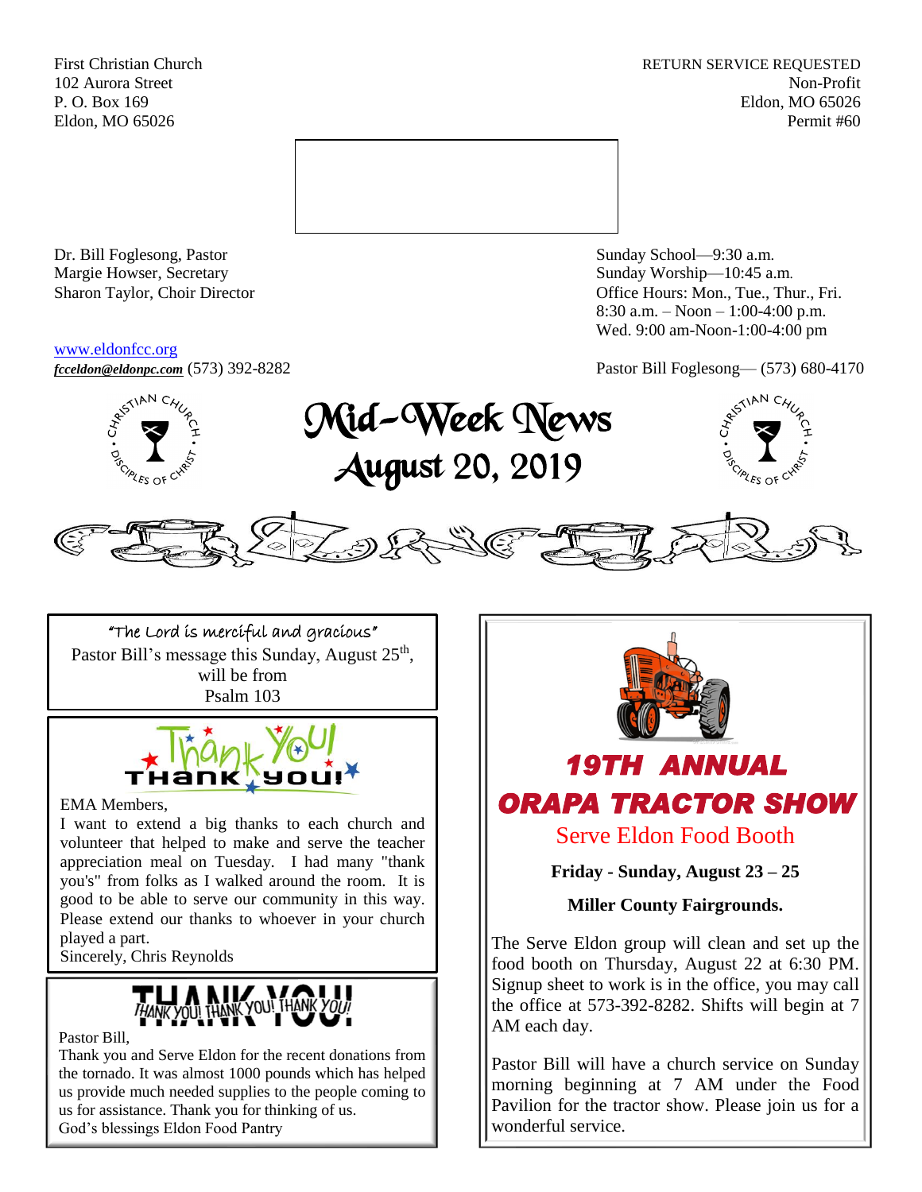First Christian Church
102 Aurora Street
P. O. Box 169
Eldon, MO 65026

RETURN SERVICE REQUESTED
Non-Profit
Eldon, MO 65026
Permit #60

Dr. Bill Foglesong, Pastor
Margie Howser, Secretary
Sharon Taylor, Choir Director

Sunday School—9:30 a.m.
Sunday Worship—10:45 a.m.
Office Hours: Mon., Tue., Thur., Fri.
8:30 a.m. – Noon – 1:00-4:00 p.m.
Wed. 9:00 am-Noon-1:00-4:00 pm

www.eldonfcc.org
***fcceldon@eldonpc.com*** (573) 392-8282

Pastor Bill Foglesong— (573) 680-4170

# Mid-Week News
## August 20, 2019

"The Lord is merciful and gracious"
Pastor Bill's message this Sunday, August 25th, will be from
Psalm 103

**Thank You! Thank you!**

EMA Members,
I want to extend a big thanks to each church and volunteer that helped to make and serve the teacher appreciation meal on Tuesday. I had many "thank you's" from folks as I walked around the room. It is good to be able to serve our community in this way. Please extend our thanks to whoever in your church played a part.
Sincerely, Chris Reynolds

**THANK YOU!**

Pastor Bill,
Thank you and Serve Eldon for the recent donations from the tornado. It was almost 1000 pounds which has helped us provide much needed supplies to the people coming to us for assistance. Thank you for thinking of us.
God's blessings Eldon Food Pantry

## 19TH ANNUAL ORAPA TRACTOR SHOW

### Serve Eldon Food Booth

**Friday - Sunday, August 23 – 25**

**Miller County Fairgrounds.**

The Serve Eldon group will clean and set up the food booth on Thursday, August 22 at 6:30 PM. Signup sheet to work is in the office, you may call the office at 573-392-8282. Shifts will begin at 7 AM each day.

Pastor Bill will have a church service on Sunday morning beginning at 7 AM under the Food Pavilion for the tractor show. Please join us for a wonderful service.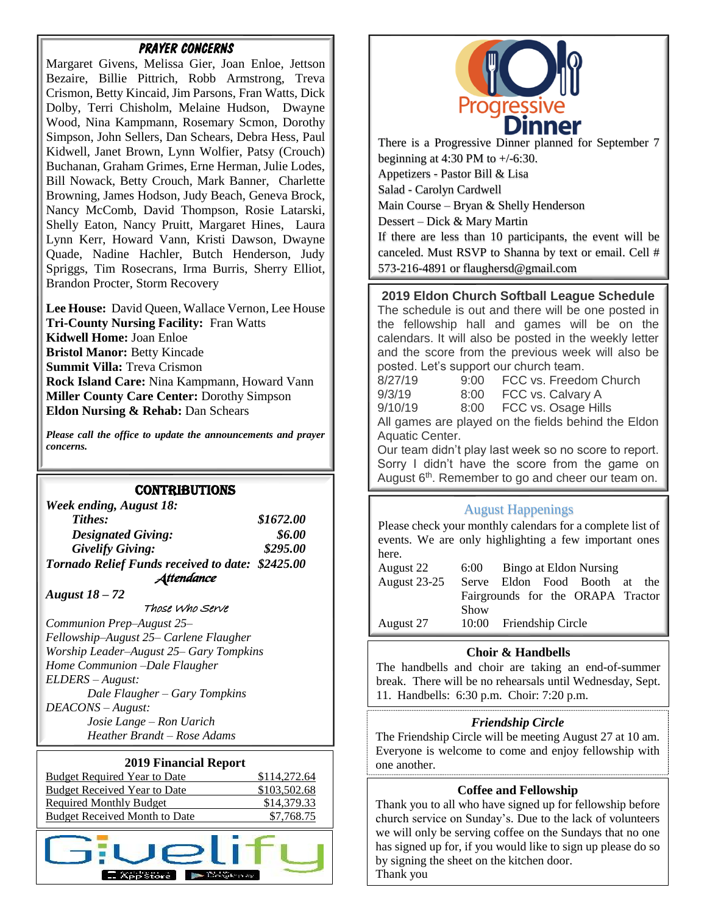## PRAYER CONCERNS

Margaret Givens, Melissa Gier, Joan Enloe, Jettson Bezaire, Billie Pittrich, Robb Armstrong, Treva Crismon, Betty Kincaid, Jim Parsons, Fran Watts, Dick Dolby, Terri Chisholm, Melaine Hudson, Dwayne Wood, Nina Kampmann, Rosemary Scmon, Dorothy Simpson, John Sellers, Dan Schears, Debra Hess, Paul Kidwell, Janet Brown, Lynn Wolfier, Patsy (Crouch) Buchanan, Graham Grimes, Erne Herman, Julie Lodes, Bill Nowack, Betty Crouch, Mark Banner, Charlette Browning, James Hodson, Judy Beach, Geneva Brock, Nancy McComb, David Thompson, Rosie Latarski, Shelly Eaton, Nancy Pruitt, Margaret Hines, Laura Lynn Kerr, Howard Vann, Kristi Dawson, Dwayne Quade, Nadine Hachler, Butch Henderson, Judy Spriggs, Tim Rosecrans, Irma Burris, Sherry Elliot, Brandon Procter, Storm Recovery

**Lee House:** David Queen, Wallace Vernon, Lee House
**Tri-County Nursing Facility:** Fran Watts
**Kidwell Home:** Joan Enloe
**Bristol Manor:** Betty Kincade
**Summit Villa:** Treva Crismon
**Rock Island Care:** Nina Kampmann, Howard Vann
**Miller County Care Center:** Dorothy Simpson
**Eldon Nursing & Rehab:** Dan Schears

***Please call the office to update the announcements and prayer concerns.***

## CONTRIBUTIONS

***Week ending, August 18:***

| | |
|---|---|
| ***Tithes:*** | ***$1672.00*** |
| ***Designated Giving:*** | ***$6.00*** |
| ***Givelify Giving:*** | ***$295.00*** |
| ***Tornado Relief Funds received to date:*** | ***$2425.00*** |

### *Attendance*

***August 18 – 72***

*Those Who Serve*

*Communion Prep–August 25–*
*Fellowship–August 25– Carlene Flaugher*
*Worship Leader–August 25– Gary Tompkins*
*Home Communion –Dale Flaugher*
*ELDERS – August:*
*Dale Flaugher – Gary Tompkins*
*DEACONS – August:*
*Josie Lange – Ron Uarich*
*Heather Brandt – Rose Adams*

### 2019 Financial Report

| | |
|---|---|
| Budget Required Year to Date | $114,272.64 |
| Budget Received Year to Date | $103,502.68 |
| Required Monthly Budget | $14,379.33 |
| Budget Received Month to Date | $7,768.75 |

Givelify

## Progressive Dinner

There is a Progressive Dinner planned for September 7 beginning at 4:30 PM to +/-6:30.
Appetizers - Pastor Bill & Lisa
Salad - Carolyn Cardwell
Main Course – Bryan & Shelly Henderson
Dessert – Dick & Mary Martin
If there are less than 10 participants, the event will be canceled. Must RSVP to Shanna by text or email. Cell # 573-216-4891 or flaughersd@gmail.com

## 2019 Eldon Church Softball League Schedule

The schedule is out and there will be one posted in the fellowship hall and games will be on the calendars. It will also be posted in the weekly letter and the score from the previous week will also be posted. Let's support our church team.

| | | |
|---|---|---|
| 8/27/19 | 9:00 | FCC vs. Freedom Church |
| 9/3/19 | 8:00 | FCC vs. Calvary A |
| 9/10/19 | 8:00 | FCC vs. Osage Hills |

All games are played on the fields behind the Eldon Aquatic Center.
Our team didn't play last week so no score to report. Sorry I didn't have the score from the game on August 6th. Remember to go and cheer our team on.

## August Happenings

Please check your monthly calendars for a complete list of events. We are only highlighting a few important ones here.

| | | |
|---|---|---|
| August 22 | 6:00 | Bingo at Eldon Nursing |
| August 23-25 | Serve Eldon Food Booth at the Fairgrounds for the ORAPA Tractor Show | |
| August 27 | 10:00 | Friendship Circle |

### Choir & Handbells

The handbells and choir are taking an end-of-summer break. There will be no rehearsals until Wednesday, Sept. 11. Handbells: 6:30 p.m. Choir: 7:20 p.m.

### *Friendship Circle*

The Friendship Circle will be meeting August 27 at 10 am. Everyone is welcome to come and enjoy fellowship with one another.

### Coffee and Fellowship

Thank you to all who have signed up for fellowship before church service on Sunday's. Due to the lack of volunteers we will only be serving coffee on the Sundays that no one has signed up for, if you would like to sign up please do so by signing the sheet on the kitchen door.
Thank you